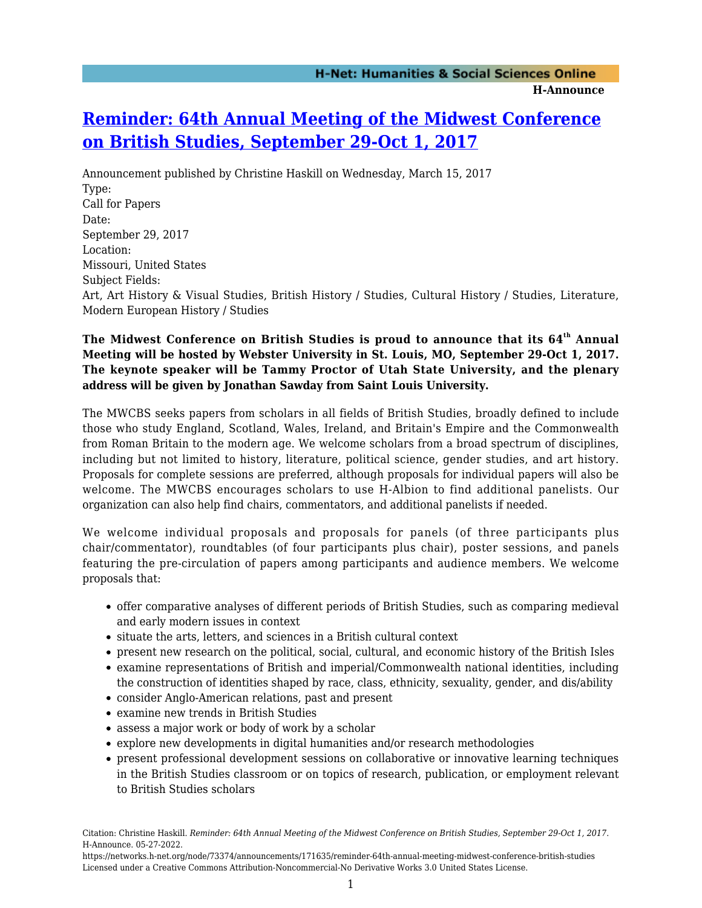# [Reminder: 64th Annual Meeting of the Midwest Conference on British Studies, September 29-Oct 1, 2017](https://networks.h-net.org/node/73374/announcements/171635/reminder-64th-annual-meeting-midwest-conference-british-studies)

Announcement published by Christine Haskill on Wednesday, March 15, 2017

Type:
Call for Papers

Date:
September 29, 2017

Location:
Missouri, United States

Subject Fields:
Art, Art History & Visual Studies, British History / Studies, Cultural History / Studies, Literature, Modern European History / Studies

**The Midwest Conference on British Studies is proud to announce that its 64th Annual Meeting will be hosted by Webster University in St. Louis, MO, September 29-Oct 1, 2017. The keynote speaker will be Tammy Proctor of Utah State University, and the plenary address will be given by Jonathan Sawday from Saint Louis University.**

The MWCBS seeks papers from scholars in all fields of British Studies, broadly defined to include those who study England, Scotland, Wales, Ireland, and Britain's Empire and the Commonwealth from Roman Britain to the modern age. We welcome scholars from a broad spectrum of disciplines, including but not limited to history, literature, political science, gender studies, and art history. Proposals for complete sessions are preferred, although proposals for individual papers will also be welcome. The MWCBS encourages scholars to use H-Albion to find additional panelists. Our organization can also help find chairs, commentators, and additional panelists if needed.

We welcome individual proposals and proposals for panels (of three participants plus chair/commentator), roundtables (of four participants plus chair), poster sessions, and panels featuring the pre-circulation of papers among participants and audience members. We welcome proposals that:

- offer comparative analyses of different periods of British Studies, such as comparing medieval and early modern issues in context
- situate the arts, letters, and sciences in a British cultural context
- present new research on the political, social, cultural, and economic history of the British Isles
- examine representations of British and imperial/Commonwealth national identities, including the construction of identities shaped by race, class, ethnicity, sexuality, gender, and dis/ability
- consider Anglo-American relations, past and present
- examine new trends in British Studies
- assess a major work or body of work by a scholar
- explore new developments in digital humanities and/or research methodologies
- present professional development sessions on collaborative or innovative learning techniques in the British Studies classroom or on topics of research, publication, or employment relevant to British Studies scholars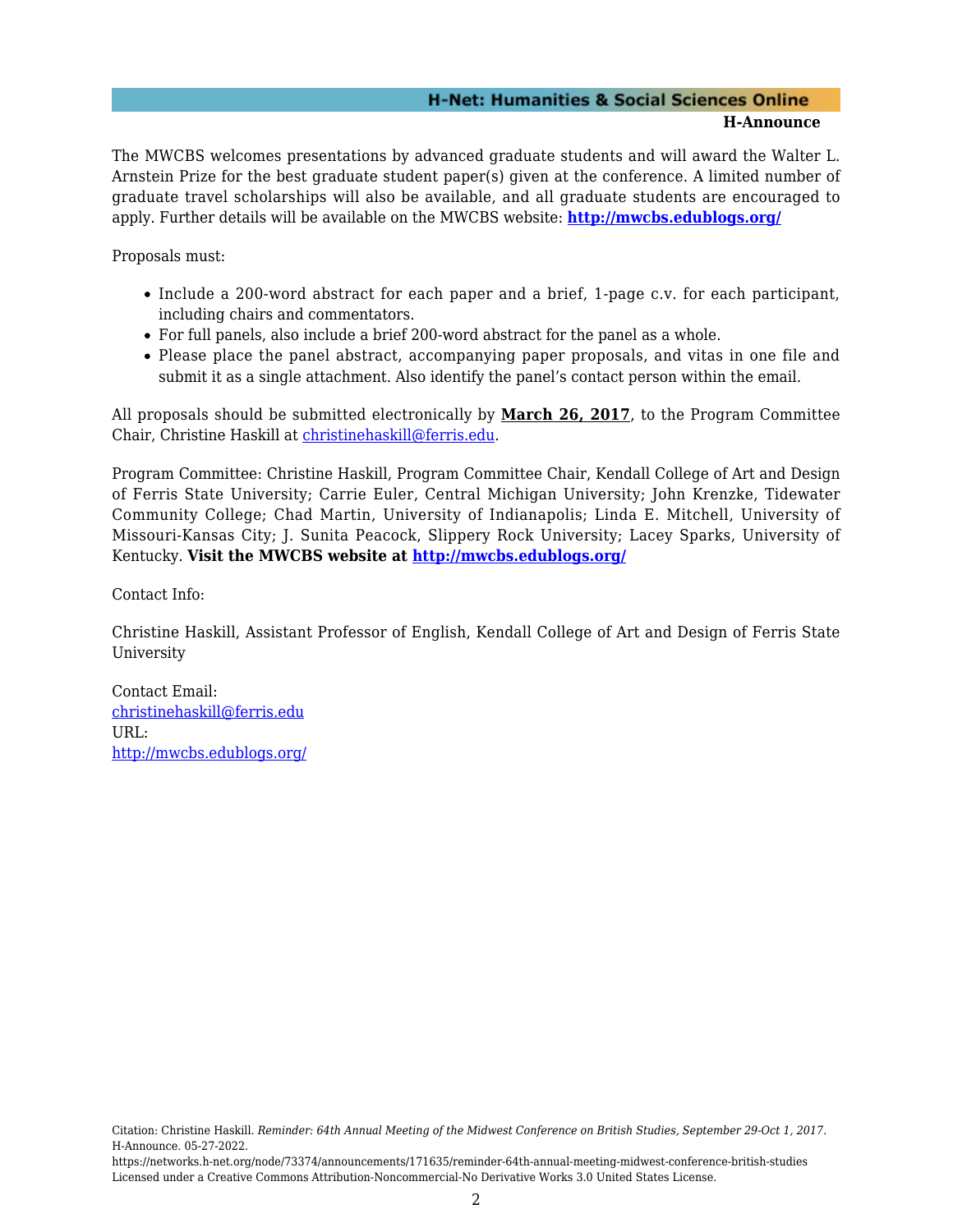The MWCBS welcomes presentations by advanced graduate students and will award the Walter L. Arnstein Prize for the best graduate student paper(s) given at the conference. A limited number of graduate travel scholarships will also be available, and all graduate students are encouraged to apply. Further details will be available on the MWCBS website: **[http://mwcbs.edublogs.org/](http://mwcbs.edublogs.org/)**

Proposals must:

- Include a 200-word abstract for each paper and a brief, 1-page c.v. for each participant, including chairs and commentators.
- For full panels, also include a brief 200-word abstract for the panel as a whole.
- Please place the panel abstract, accompanying paper proposals, and vitas in one file and submit it as a single attachment. Also identify the panel's contact person within the email.

All proposals should be submitted electronically by **March 26, 2017**, to the Program Committee Chair, Christine Haskill at [christinehaskill@ferris.edu](mailto:christinehaskill@ferris.edu).

Program Committee: Christine Haskill, Program Committee Chair, Kendall College of Art and Design of Ferris State University; Carrie Euler, Central Michigan University; John Krenzke, Tidewater Community College; Chad Martin, University of Indianapolis; Linda E. Mitchell, University of Missouri-Kansas City; J. Sunita Peacock, Slippery Rock University; Lacey Sparks, University of Kentucky. **Visit the MWCBS website at [http://mwcbs.edublogs.org/](http://mwcbs.edublogs.org/)**

Contact Info:

Christine Haskill, Assistant Professor of English, Kendall College of Art and Design of Ferris State University

Contact Email:
[christinehaskill@ferris.edu](mailto:christinehaskill@ferris.edu)
URL:
[http://mwcbs.edublogs.org/](http://mwcbs.edublogs.org/)

Citation: Christine Haskill. *Reminder: 64th Annual Meeting of the Midwest Conference on British Studies, September 29-Oct 1, 2017*. H-Announce. 05-27-2022.
https://networks.h-net.org/node/73374/announcements/171635/reminder-64th-annual-meeting-midwest-conference-british-studies
Licensed under a Creative Commons Attribution-Noncommercial-No Derivative Works 3.0 United States License.